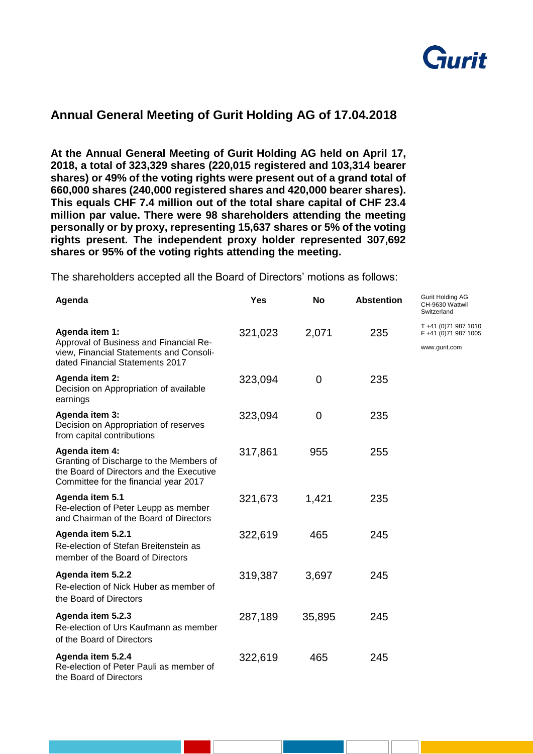Gurit

## Annual General Meeting of Gurit Holding AG of 17.04.2018

**At the Annual General Meeting of Gurit Holding AG held on April 17, 2018, a total of 323,329 shares (220,015 registered and 103,314 bearer shares) or 49% of the voting rights were present out of a grand total of 660,000 shares (240,000 registered shares and 420,000 bearer shares). This equals CHF 7.4 million out of the total share capital of CHF 23.4 million par value. There were 98 shareholders attending the meeting personally or by proxy, representing 15,637 shares or 5% of the voting rights present. The independent proxy holder represented 307,692 shares or 95% of the voting rights attending the meeting.**

The shareholders accepted all the Board of Directors' motions as follows:

| Agenda | Yes | No | Abstention |
| --- | --- | --- | --- |
| **Agenda item 1:** Approval of Business and Financial Review, Financial Statements and Consolidated Financial Statements 2017 | 321,023 | 2,071 | 235 |
| **Agenda item 2:** Decision on Appropriation of available earnings | 323,094 | 0 | 235 |
| **Agenda item 3:** Decision on Appropriation of reserves from capital contributions | 323,094 | 0 | 235 |
| **Agenda item 4:** Granting of Discharge to the Members of the Board of Directors and the Executive Committee for the financial year 2017 | 317,861 | 955 | 255 |
| **Agenda item 5.1** Re-election of Peter Leupp as member and Chairman of the Board of Directors | 321,673 | 1,421 | 235 |
| **Agenda item 5.2.1** Re-election of Stefan Breitenstein as member of the Board of Directors | 322,619 | 465 | 245 |
| **Agenda item 5.2.2** Re-election of Nick Huber as member of the Board of Directors | 319,387 | 3,697 | 245 |
| **Agenda item 5.2.3** Re-election of Urs Kaufmann as member of the Board of Directors | 287,189 | 35,895 | 245 |
| **Agenda item 5.2.4** Re-election of Peter Pauli as member of the Board of Directors | 322,619 | 465 | 245 |

Gurit Holding AG
CH-9630 Wattwil
Switzerland

T +41 (0)71 987 1010
F +41 (0)71 987 1005

www.gurit.com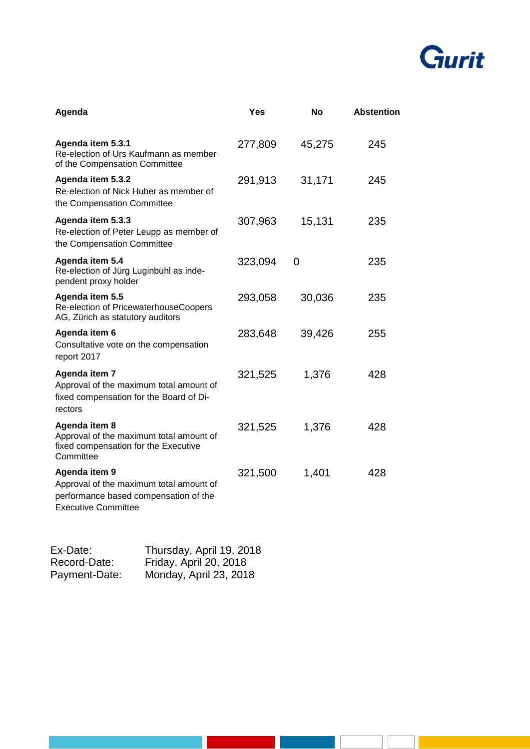| Agenda | Yes | No | Abstention |
|---|---|---|---|
| **Agenda item 5.3.1**<br>Re-election of Urs Kaufmann as member of the Compensation Committee | 277,809 | 45,275 | 245 |
| **Agenda item 5.3.2**<br>Re-election of Nick Huber as member of the Compensation Committee | 291,913 | 31,171 | 245 |
| **Agenda item 5.3.3**<br>Re-election of Peter Leupp as member of the Compensation Committee | 307,963 | 15,131 | 235 |
| **Agenda item 5.4**<br>Re-election of Jürg Luginbühl as independent proxy holder | 323,094 | 0 | 235 |
| **Agenda item 5.5**<br>Re-election of PricewaterhouseCoopers AG, Zürich as statutory auditors | 293,058 | 30,036 | 235 |
| **Agenda item 6**<br>Consultative vote on the compensation report 2017 | 283,648 | 39,426 | 255 |
| **Agenda item 7**<br>Approval of the maximum total amount of fixed compensation for the Board of Directors | 321,525 | 1,376 | 428 |
| **Agenda item 8**<br>Approval of the maximum total amount of fixed compensation for the Executive Committee | 321,525 | 1,376 | 428 |
| **Agenda item 9**<br>Approval of the maximum total amount of performance based compensation of the Executive Committee | 321,500 | 1,401 | 428 |

Ex-Date: Thursday, April 19, 2018
Record-Date: Friday, April 20, 2018
Payment-Date: Monday, April 23, 2018